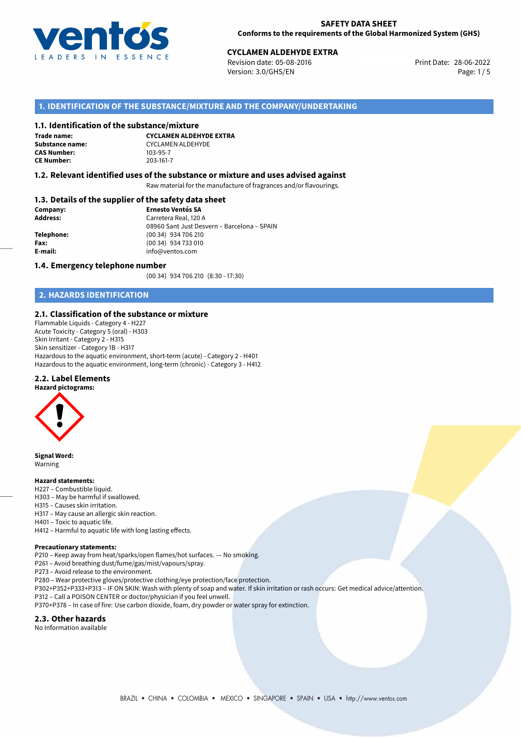# SAFETY DATA SHEET

**Conforms to the requirements of the Global Harmonized System (GHS)**

**CYCLAMEN ALDEHYDE EXTRA**

Revision date: 05-08-2016
Version: 3.0/GHS/EN

Print Date: 28-06-2022

## 1. IDENTIFICATION OF THE SUBSTANCE/MIXTURE AND THE COMPANY/UNDERTAKING

### 1.1. Identification of the substance/mixture

**Trade name:** **CYCLAMEN ALDEHYDE EXTRA**
**Substance name:** CYCLAMEN ALDEHYDE
**CAS Number:** 103-95-7
**CE Number:** 203-161-7

### 1.2. Relevant identified uses of the substance or mixture and uses advised against

Raw material for the manufacture of fragrances and/or flavourings.

### 1.3. Details of the supplier of the safety data sheet

**Company:** **Ernesto Ventós SA**
**Address:** Carretera Real, 120 A
08960 Sant Just Desvern – Barcelona – SPAIN
**Telephone:** (00 34) 934 706 210
**Fax:** (00 34) 934 733 010
**E-mail:** info@ventos.com

### 1.4. Emergency telephone number

(00 34) 934 706 210 (8:30 - 17:30)

## 2. HAZARDS IDENTIFICATION

### 2.1. Classification of the substance or mixture

Flammable Liquids - Category 4 - H227
Acute Toxicity - Category 5 (oral) - H303
Skin Irritant - Category 2 - H315
Skin sensitizer - Category 1B - H317
Hazardous to the aquatic environment, short-term (acute) - Category 2 - H401
Hazardous to the aquatic environment, long-term (chronic) - Category 3 - H412

### 2.2. Label Elements

**Hazard pictograms:**

**Signal Word:**
Warning

**Hazard statements:**
H227 – Combustible liquid.
H303 – May be harmful if swallowed.
H315 – Causes skin irritation.
H317 – May cause an allergic skin reaction.
H401 – Toxic to aquatic life.
H412 – Harmful to aquatic life with long lasting effects.

**Precautionary statements:**
P210 – Keep away from heat/sparks/open flames/hot surfaces. — No smoking.
P261 – Avoid breathing dust/fume/gas/mist/vapours/spray.
P273 – Avoid release to the environment.
P280 – Wear protective gloves/protective clothing/eye protection/face protection.
P302+P352+P333+P313 – IF ON SKIN: Wash with plenty of soap and water. If skin irritation or rash occurs: Get medical advice/attention.
P312 – Call a POISON CENTER or doctor/physician if you feel unwell.
P370+P378 – In case of fire: Use carbon dioxide, foam, dry powder or water spray for extinction.

### 2.3. Other hazards

No Information available

BRAZIL • CHINA • COLOMBIA • MEXICO • SINGAPORE • SPAIN • USA • http://www.ventos.com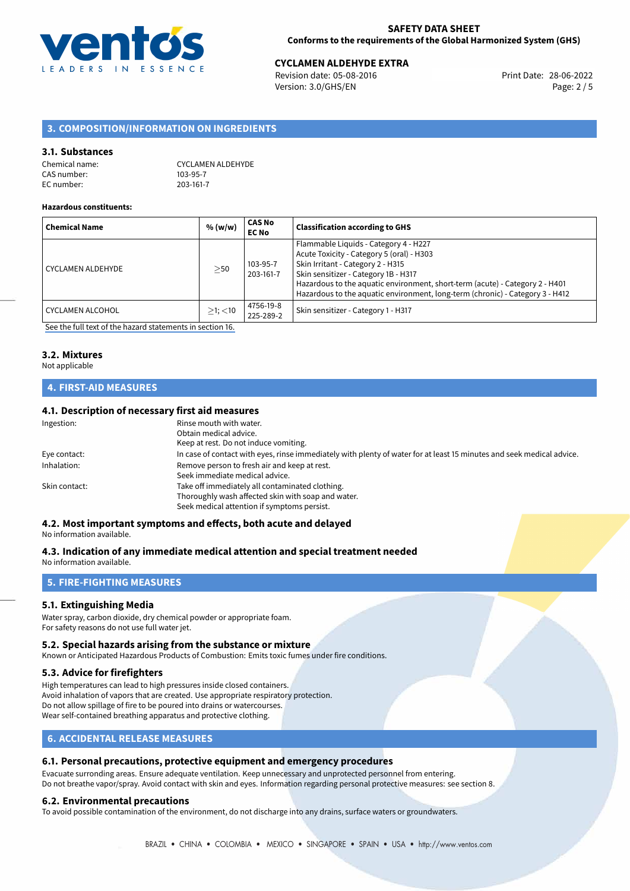## 3. COMPOSITION/INFORMATION ON INGREDIENTS

### 3.1. Substances

Chemical name: CYCLAMEN ALDEHYDE
CAS number: 103-95-7
EC number: 203-161-7

**Hazardous constituents:**

| Chemical Name | % (w/w) | CAS No EC No | Classification according to GHS |
|---|---|---|---|
| CYCLAMEN ALDEHYDE | $\geq$50 | 103-95-7 203-161-7 | Flammable Liquids - Category 4 - H227<br>Acute Toxicity - Category 5 (oral) - H303<br>Skin Irritant - Category 2 - H315<br>Skin sensitizer - Category 1B - H317<br>Hazardous to the aquatic environment, short-term (acute) - Category 2 - H401<br>Hazardous to the aquatic environment, long-term (chronic) - Category 3 - H412 |
| CYCLAMEN ALCOHOL | $\geq$1; $<$10 | 4756-19-8 225-289-2 | Skin sensitizer - Category 1 - H317 |

See the full text of the hazard statements in section 16.

### 3.2. Mixtures

Not applicable

## 4. FIRST-AID MEASURES

### 4.1. Description of necessary first aid measures

Ingestion: Rinse mouth with water.
Obtain medical advice.
Keep at rest. Do not induce vomiting.

Eye contact: In case of contact with eyes, rinse immediately with plenty of water for at least 15 minutes and seek medical advice.

Inhalation: Remove person to fresh air and keep at rest.
Seek immediate medical advice.

Skin contact: Take off immediately all contaminated clothing.
Thoroughly wash affected skin with soap and water.
Seek medical attention if symptoms persist.

### 4.2. Most important symptoms and effects, both acute and delayed

No information available.

### 4.3. Indication of any immediate medical attention and special treatment needed

No information available.

## 5. FIRE-FIGHTING MEASURES

### 5.1. Extinguishing Media

Water spray, carbon dioxide, dry chemical powder or appropriate foam.
For safety reasons do not use full water jet.

### 5.2. Special hazards arising from the substance or mixture

Known or Anticipated Hazardous Products of Combustion: Emits toxic fumes under fire conditions.

### 5.3. Advice for firefighters

High temperatures can lead to high pressures inside closed containers.
Avoid inhalation of vapors that are created. Use appropriate respiratory protection.
Do not allow spillage of fire to be poured into drains or watercourses.
Wear self-contained breathing apparatus and protective clothing.

## 6. ACCIDENTAL RELEASE MEASURES

### 6.1. Personal precautions, protective equipment and emergency procedures

Evacuate surrounding areas. Ensure adequate ventilation. Keep unnecessary and unprotected personnel from entering.
Do not breathe vapor/spray. Avoid contact with skin and eyes. Information regarding personal protective measures: see section 8.

### 6.2. Environmental precautions

To avoid possible contamination of the environment, do not discharge into any drains, surface waters or groundwaters.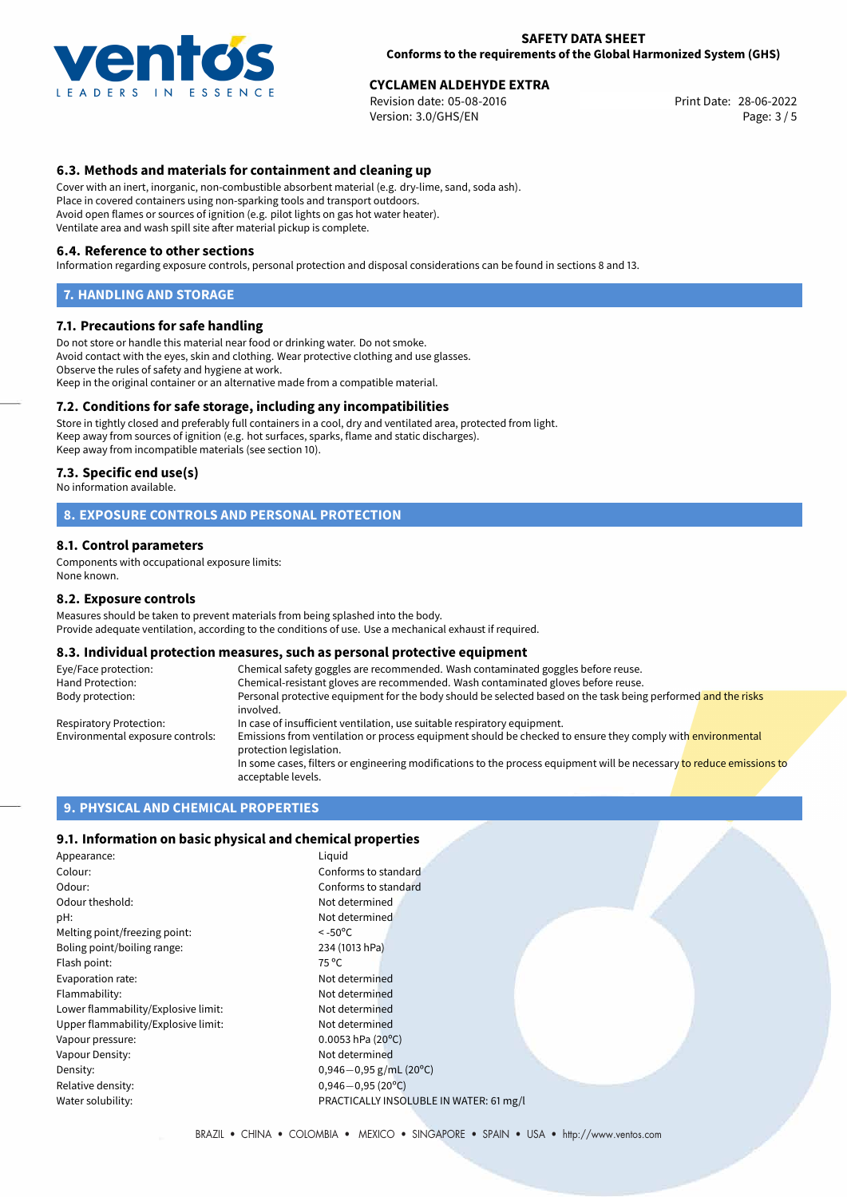### 6.3. Methods and materials for containment and cleaning up

Cover with an inert, inorganic, non-combustible absorbent material (e.g. dry-lime, sand, soda ash).
Place in covered containers using non-sparking tools and transport outdoors.
Avoid open flames or sources of ignition (e.g. pilot lights on gas hot water heater).
Ventilate area and wash spill site after material pickup is complete.

### 6.4. Reference to other sections

Information regarding exposure controls, personal protection and disposal considerations can be found in sections 8 and 13.

## 7. HANDLING AND STORAGE

### 7.1. Precautions for safe handling

Do not store or handle this material near food or drinking water. Do not smoke.
Avoid contact with the eyes, skin and clothing. Wear protective clothing and use glasses.
Observe the rules of safety and hygiene at work.
Keep in the original container or an alternative made from a compatible material.

### 7.2. Conditions for safe storage, including any incompatibilities

Store in tightly closed and preferably full containers in a cool, dry and ventilated area, protected from light.
Keep away from sources of ignition (e.g. hot surfaces, sparks, flame and static discharges).
Keep away from incompatible materials (see section 10).

### 7.3. Specific end use(s)

No information available.

## 8. EXPOSURE CONTROLS AND PERSONAL PROTECTION

### 8.1. Control parameters

Components with occupational exposure limits:
None known.

### 8.2. Exposure controls

Measures should be taken to prevent materials from being splashed into the body.
Provide adequate ventilation, according to the conditions of use. Use a mechanical exhaust if required.

### 8.3. Individual protection measures, such as personal protective equipment

| | |
|---|---|
| Eye/Face protection: | Chemical safety goggles are recommended. Wash contaminated goggles before reuse. |
| Hand Protection: | Chemical-resistant gloves are recommended. Wash contaminated gloves before reuse. |
| Body protection: | Personal protective equipment for the body should be selected based on the task being performed and the risks involved. |
| Respiratory Protection: | In case of insufficient ventilation, use suitable respiratory equipment. |
| Environmental exposure controls: | Emissions from ventilation or process equipment should be checked to ensure they comply with environmental protection legislation. In some cases, filters or engineering modifications to the process equipment will be necessary to reduce emissions to acceptable levels. |

## 9. PHYSICAL AND CHEMICAL PROPERTIES

### 9.1. Information on basic physical and chemical properties

| | |
|---|---|
| Appearance: | Liquid |
| Colour: | Conforms to standard |
| Odour: | Conforms to standard |
| Odour theshold: | Not determined |
| pH: | Not determined |
| Melting point/freezing point: | < -50°C |
| Boling point/boiling range: | 234 (1013 hPa) |
| Flash point: | 75 °C |
| Evaporation rate: | Not determined |
| Flammability: | Not determined |
| Lower flammability/Explosive limit: | Not determined |
| Upper flammability/Explosive limit: | Not determined |
| Vapour pressure: | 0.0053 hPa (20°C) |
| Vapour Density: | Not determined |
| Density: | 0,946−0,95 g/mL (20°C) |
| Relative density: | 0,946−0,95 (20°C) |
| Water solubility: | PRACTICALLY INSOLUBLE IN WATER: 61 mg/l |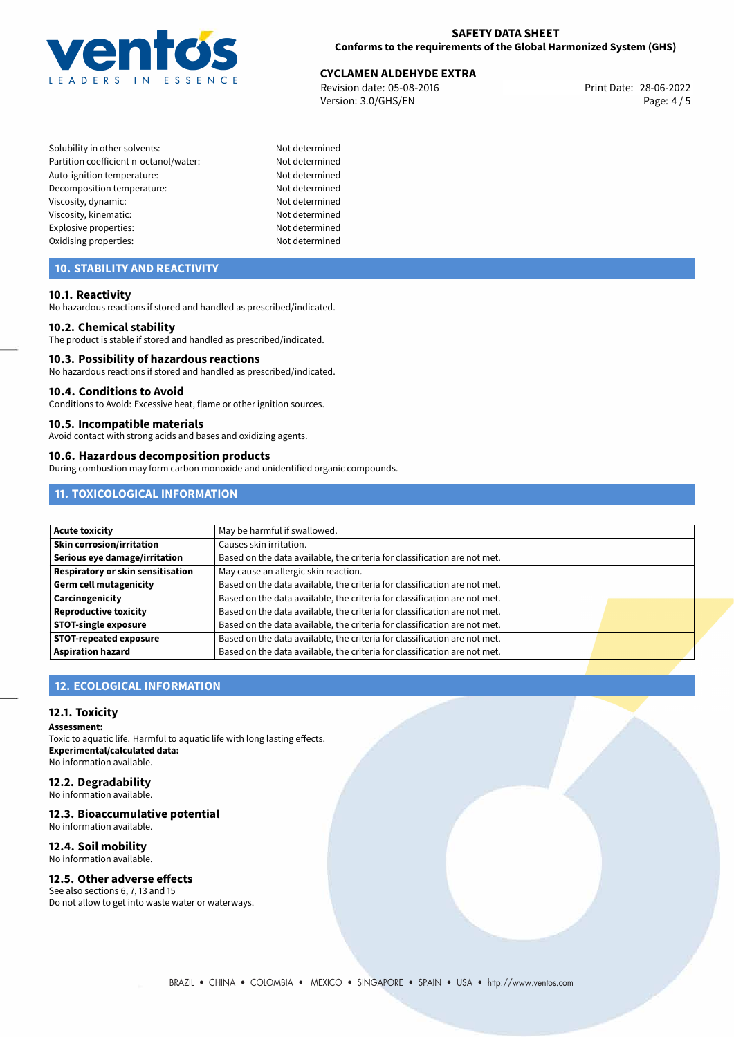| | |
|---|---|
| Solubility in other solvents: | Not determined |
| Partition coefficient n-octanol/water: | Not determined |
| Auto-ignition temperature: | Not determined |
| Decomposition temperature: | Not determined |
| Viscosity, dynamic: | Not determined |
| Viscosity, kinematic: | Not determined |
| Explosive properties: | Not determined |
| Oxidising properties: | Not determined |

## 10. STABILITY AND REACTIVITY

### 10.1. Reactivity

No hazardous reactions if stored and handled as prescribed/indicated.

### 10.2. Chemical stability

The product is stable if stored and handled as prescribed/indicated.

### 10.3. Possibility of hazardous reactions

No hazardous reactions if stored and handled as prescribed/indicated.

### 10.4. Conditions to Avoid

Conditions to Avoid: Excessive heat, flame or other ignition sources.

### 10.5. Incompatible materials

Avoid contact with strong acids and bases and oxidizing agents.

### 10.6. Hazardous decomposition products

During combustion may form carbon monoxide and unidentified organic compounds.

## 11. TOXICOLOGICAL INFORMATION

| | |
|---|---|
| **Acute toxicity** | May be harmful if swallowed. |
| **Skin corrosion/irritation** | Causes skin irritation. |
| **Serious eye damage/irritation** | Based on the data available, the criteria for classification are not met. |
| **Respiratory or skin sensitisation** | May cause an allergic skin reaction. |
| **Germ cell mutagenicity** | Based on the data available, the criteria for classification are not met. |
| **Carcinogenicity** | Based on the data available, the criteria for classification are not met. |
| **Reproductive toxicity** | Based on the data available, the criteria for classification are not met. |
| **STOT-single exposure** | Based on the data available, the criteria for classification are not met. |
| **STOT-repeated exposure** | Based on the data available, the criteria for classification are not met. |
| **Aspiration hazard** | Based on the data available, the criteria for classification are not met. |

## 12. ECOLOGICAL INFORMATION

### 12.1. Toxicity

**Assessment:**
Toxic to aquatic life. Harmful to aquatic life with long lasting effects.
**Experimental/calculated data:**
No information available.

### 12.2. Degradability

No information available.

### 12.3. Bioaccumulative potential

No information available.

### 12.4. Soil mobility

No information available.

### 12.5. Other adverse effects

See also sections 6, 7, 13 and 15
Do not allow to get into waste water or waterways.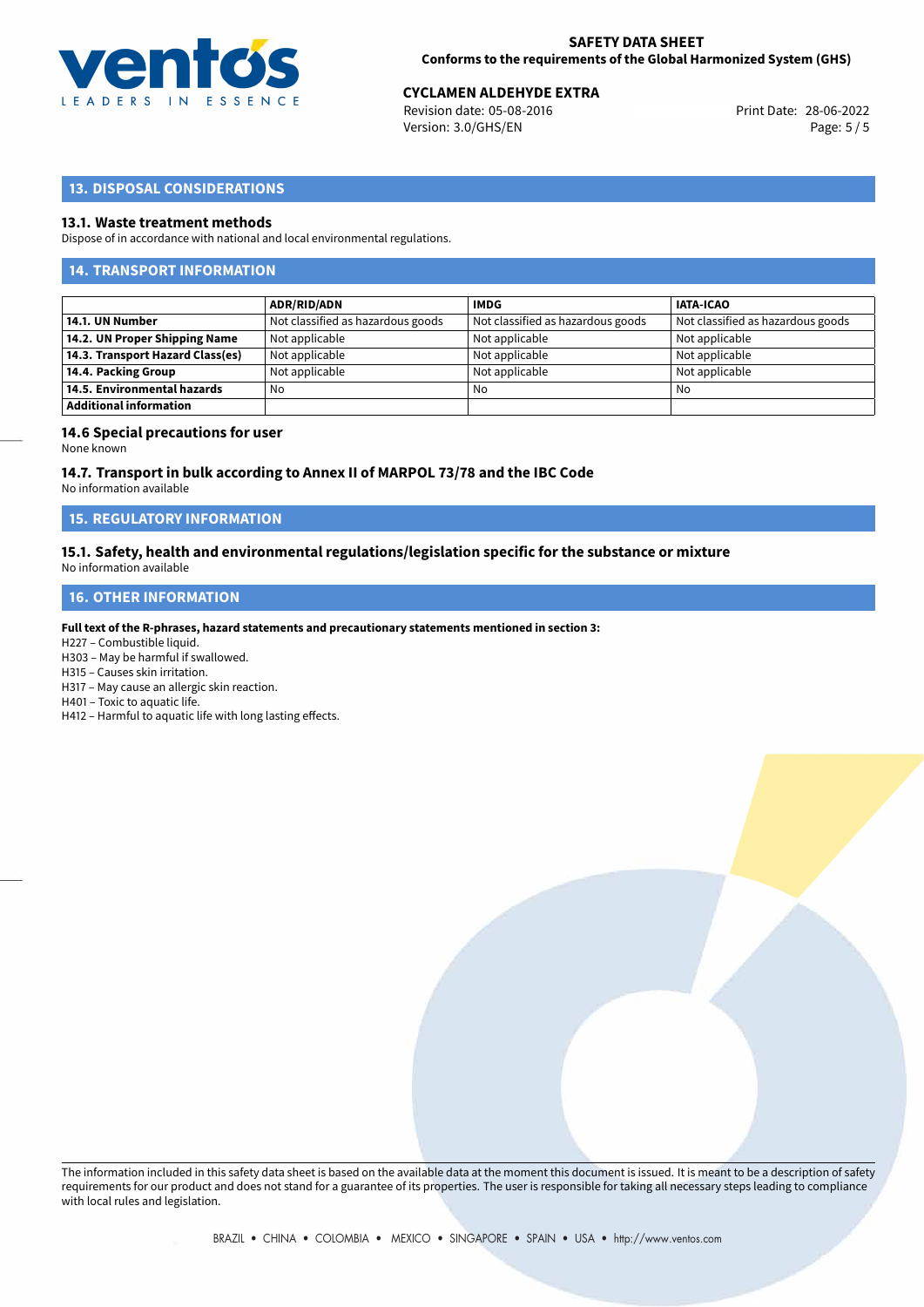## 13. DISPOSAL CONSIDERATIONS

### 13.1. Waste treatment methods

Dispose of in accordance with national and local environmental regulations.

## 14. TRANSPORT INFORMATION

| | ADR/RID/ADN | IMDG | IATA-ICAO |
|---|---|---|---|
| **14.1. UN Number** | Not classified as hazardous goods | Not classified as hazardous goods | Not classified as hazardous goods |
| **14.2. UN Proper Shipping Name** | Not applicable | Not applicable | Not applicable |
| **14.3. Transport Hazard Class(es)** | Not applicable | Not applicable | Not applicable |
| **14.4. Packing Group** | Not applicable | Not applicable | Not applicable |
| **14.5. Environmental hazards** | No | No | No |
| **Additional information** | | | |

### 14.6 Special precautions for user

None known

### 14.7. Transport in bulk according to Annex II of MARPOL 73/78 and the IBC Code

No information available

## 15. REGULATORY INFORMATION

### 15.1. Safety, health and environmental regulations/legislation specific for the substance or mixture

No information available

## 16. OTHER INFORMATION

**Full text of the R-phrases, hazard statements and precautionary statements mentioned in section 3:**

H227 – Combustible liquid.
H303 – May be harmful if swallowed.
H315 – Causes skin irritation.
H317 – May cause an allergic skin reaction.
H401 – Toxic to aquatic life.
H412 – Harmful to aquatic life with long lasting effects.

The information included in this safety data sheet is based on the available data at the moment this document is issued. It is meant to be a description of safety requirements for our product and does not stand for a guarantee of its properties. The user is responsible for taking all necessary steps leading to compliance with local rules and legislation.